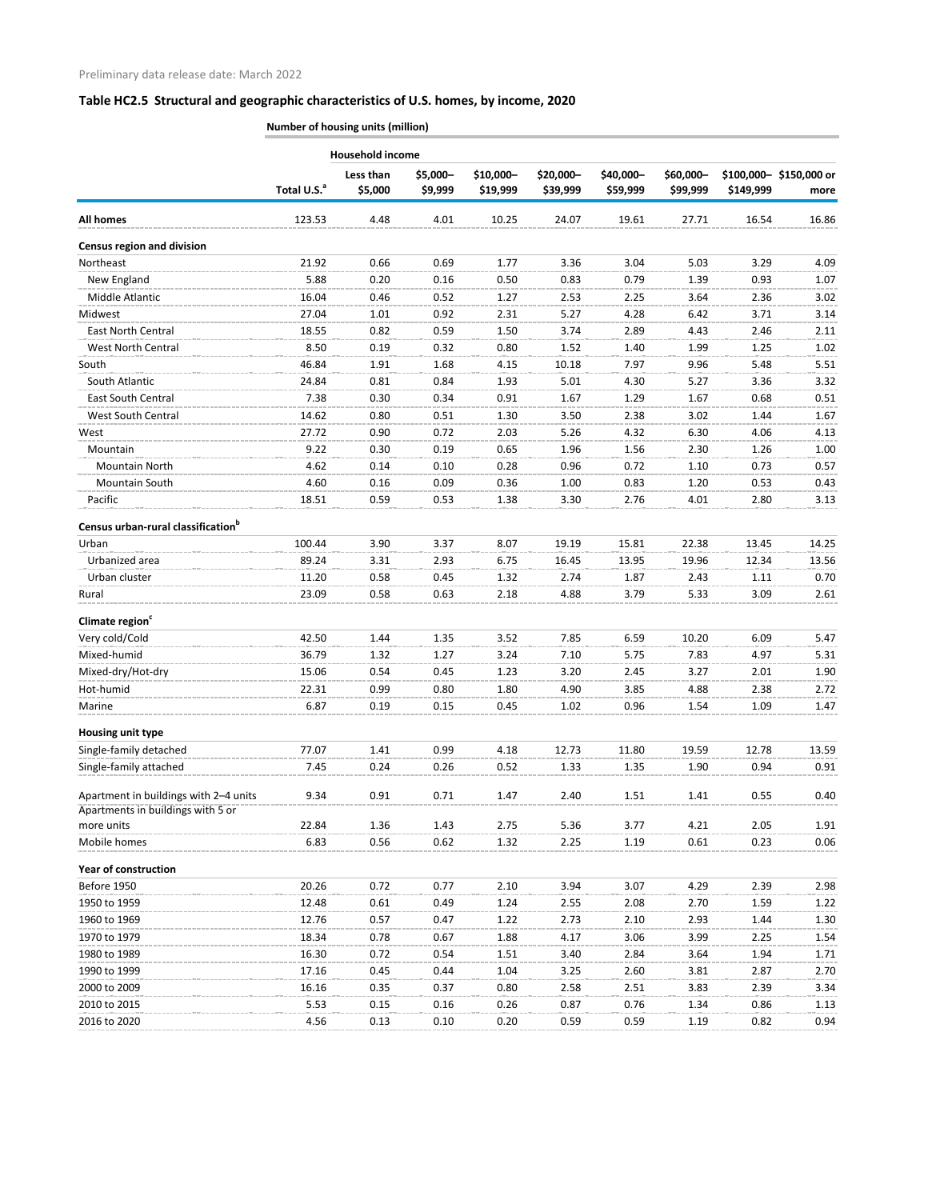Preliminary data release date: March 2022

## Table HC2.5 Structural and geographic characteristics of U.S. homes, by income, 2020

Number of housing units (million)

| | Total U.S.[a] | Household income | | | | | | | |
|---|---|---|---|---|---|---|---|---|---|
| | | Less than $5,000 | $5,000–$9,999 | $10,000–$19,999 | $20,000–$39,999 | $40,000–$59,999 | $60,000–$99,999 | $100,000–$149,999 | $150,000 or more |
| **All homes** | 123.53 | 4.48 | 4.01 | 10.25 | 24.07 | 19.61 | 27.71 | 16.54 | 16.86 |
| **Census region and division** | | | | | | | | | |
| Northeast | 21.92 | 0.66 | 0.69 | 1.77 | 3.36 | 3.04 | 5.03 | 3.29 | 4.09 |
| New England | 5.88 | 0.20 | 0.16 | 0.50 | 0.83 | 0.79 | 1.39 | 0.93 | 1.07 |
| Middle Atlantic | 16.04 | 0.46 | 0.52 | 1.27 | 2.53 | 2.25 | 3.64 | 2.36 | 3.02 |
| Midwest | 27.04 | 1.01 | 0.92 | 2.31 | 5.27 | 4.28 | 6.42 | 3.71 | 3.14 |
| East North Central | 18.55 | 0.82 | 0.59 | 1.50 | 3.74 | 2.89 | 4.43 | 2.46 | 2.11 |
| West North Central | 8.50 | 0.19 | 0.32 | 0.80 | 1.52 | 1.40 | 1.99 | 1.25 | 1.02 |
| South | 46.84 | 1.91 | 1.68 | 4.15 | 10.18 | 7.97 | 9.96 | 5.48 | 5.51 |
| South Atlantic | 24.84 | 0.81 | 0.84 | 1.93 | 5.01 | 4.30 | 5.27 | 3.36 | 3.32 |
| East South Central | 7.38 | 0.30 | 0.34 | 0.91 | 1.67 | 1.29 | 1.67 | 0.68 | 0.51 |
| West South Central | 14.62 | 0.80 | 0.51 | 1.30 | 3.50 | 2.38 | 3.02 | 1.44 | 1.67 |
| West | 27.72 | 0.90 | 0.72 | 2.03 | 5.26 | 4.32 | 6.30 | 4.06 | 4.13 |
| Mountain | 9.22 | 0.30 | 0.19 | 0.65 | 1.96 | 1.56 | 2.30 | 1.26 | 1.00 |
| Mountain North | 4.62 | 0.14 | 0.10 | 0.28 | 0.96 | 0.72 | 1.10 | 0.73 | 0.57 |
| Mountain South | 4.60 | 0.16 | 0.09 | 0.36 | 1.00 | 0.83 | 1.20 | 0.53 | 0.43 |
| Pacific | 18.51 | 0.59 | 0.53 | 1.38 | 3.30 | 2.76 | 4.01 | 2.80 | 3.13 |
| **Census urban-rural classification[b]** | | | | | | | | | |
| Urban | 100.44 | 3.90 | 3.37 | 8.07 | 19.19 | 15.81 | 22.38 | 13.45 | 14.25 |
| Urbanized area | 89.24 | 3.31 | 2.93 | 6.75 | 16.45 | 13.95 | 19.96 | 12.34 | 13.56 |
| Urban cluster | 11.20 | 0.58 | 0.45 | 1.32 | 2.74 | 1.87 | 2.43 | 1.11 | 0.70 |
| Rural | 23.09 | 0.58 | 0.63 | 2.18 | 4.88 | 3.79 | 5.33 | 3.09 | 2.61 |
| **Climate region[c]** | | | | | | | | | |
| Very cold/Cold | 42.50 | 1.44 | 1.35 | 3.52 | 7.85 | 6.59 | 10.20 | 6.09 | 5.47 |
| Mixed-humid | 36.79 | 1.32 | 1.27 | 3.24 | 7.10 | 5.75 | 7.83 | 4.97 | 5.31 |
| Mixed-dry/Hot-dry | 15.06 | 0.54 | 0.45 | 1.23 | 3.20 | 2.45 | 3.27 | 2.01 | 1.90 |
| Hot-humid | 22.31 | 0.99 | 0.80 | 1.80 | 4.90 | 3.85 | 4.88 | 2.38 | 2.72 |
| Marine | 6.87 | 0.19 | 0.15 | 0.45 | 1.02 | 0.96 | 1.54 | 1.09 | 1.47 |
| **Housing unit type** | | | | | | | | | |
| Single-family detached | 77.07 | 1.41 | 0.99 | 4.18 | 12.73 | 11.80 | 19.59 | 12.78 | 13.59 |
| Single-family attached | 7.45 | 0.24 | 0.26 | 0.52 | 1.33 | 1.35 | 1.90 | 0.94 | 0.91 |
| Apartment in buildings with 2–4 units | 9.34 | 0.91 | 0.71 | 1.47 | 2.40 | 1.51 | 1.41 | 0.55 | 0.40 |
| Apartments in buildings with 5 or more units | 22.84 | 1.36 | 1.43 | 2.75 | 5.36 | 3.77 | 4.21 | 2.05 | 1.91 |
| Mobile homes | 6.83 | 0.56 | 0.62 | 1.32 | 2.25 | 1.19 | 0.61 | 0.23 | 0.06 |
| **Year of construction** | | | | | | | | | |
| Before 1950 | 20.26 | 0.72 | 0.77 | 2.10 | 3.94 | 3.07 | 4.29 | 2.39 | 2.98 |
| 1950 to 1959 | 12.48 | 0.61 | 0.49 | 1.24 | 2.55 | 2.08 | 2.70 | 1.59 | 1.22 |
| 1960 to 1969 | 12.76 | 0.57 | 0.47 | 1.22 | 2.73 | 2.10 | 2.93 | 1.44 | 1.30 |
| 1970 to 1979 | 18.34 | 0.78 | 0.67 | 1.88 | 4.17 | 3.06 | 3.99 | 2.25 | 1.54 |
| 1980 to 1989 | 16.30 | 0.72 | 0.54 | 1.51 | 3.40 | 2.84 | 3.64 | 1.94 | 1.71 |
| 1990 to 1999 | 17.16 | 0.45 | 0.44 | 1.04 | 3.25 | 2.60 | 3.81 | 2.87 | 2.70 |
| 2000 to 2009 | 16.16 | 0.35 | 0.37 | 0.80 | 2.58 | 2.51 | 3.83 | 2.39 | 3.34 |
| 2010 to 2015 | 5.53 | 0.15 | 0.16 | 0.26 | 0.87 | 0.76 | 1.34 | 0.86 | 1.13 |
| 2016 to 2020 | 4.56 | 0.13 | 0.10 | 0.20 | 0.59 | 0.59 | 1.19 | 0.82 | 0.94 |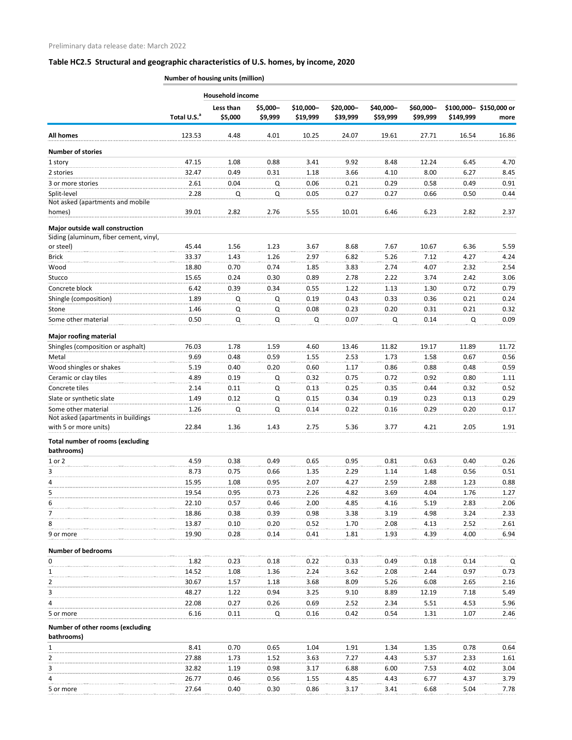Preliminary data release date: March 2022

## Table HC2.5 Structural and geographic characteristics of U.S. homes, by income, 2020

**Number of housing units (million)**

| | | Household income | | | | | | | |
|---|---|---|---|---|---|---|---|---|---|
| | Total U.S.[a] | Less than $5,000 | $5,000–$9,999 | $10,000–$19,999 | $20,000–$39,999 | $40,000–$59,999 | $60,000–$99,999 | $100,000–$149,999 | $150,000 or more |
| **All homes** | 123.53 | 4.48 | 4.01 | 10.25 | 24.07 | 19.61 | 27.71 | 16.54 | 16.86 |
| **Number of stories** | | | | | | | | | |
| 1 story | 47.15 | 1.08 | 0.88 | 3.41 | 9.92 | 8.48 | 12.24 | 6.45 | 4.70 |
| 2 stories | 32.47 | 0.49 | 0.31 | 1.18 | 3.66 | 4.10 | 8.00 | 6.27 | 8.45 |
| 3 or more stories | 2.61 | 0.04 | Q | 0.06 | 0.21 | 0.29 | 0.58 | 0.49 | 0.91 |
| Split-level | 2.28 | Q | Q | 0.05 | 0.27 | 0.27 | 0.66 | 0.50 | 0.44 |
| Not asked (apartments and mobile homes) | 39.01 | 2.82 | 2.76 | 5.55 | 10.01 | 6.46 | 6.23 | 2.82 | 2.37 |
| **Major outside wall construction** | | | | | | | | | |
| Siding (aluminum, fiber cement, vinyl, or steel) | 45.44 | 1.56 | 1.23 | 3.67 | 8.68 | 7.67 | 10.67 | 6.36 | 5.59 |
| Brick | 33.37 | 1.43 | 1.26 | 2.97 | 6.82 | 5.26 | 7.12 | 4.27 | 4.24 |
| Wood | 18.80 | 0.70 | 0.74 | 1.85 | 3.83 | 2.74 | 4.07 | 2.32 | 2.54 |
| Stucco | 15.65 | 0.24 | 0.30 | 0.89 | 2.78 | 2.22 | 3.74 | 2.42 | 3.06 |
| Concrete block | 6.42 | 0.39 | 0.34 | 0.55 | 1.22 | 1.13 | 1.30 | 0.72 | 0.79 |
| Shingle (composition) | 1.89 | Q | Q | 0.19 | 0.43 | 0.33 | 0.36 | 0.21 | 0.24 |
| Stone | 1.46 | Q | Q | 0.08 | 0.23 | 0.20 | 0.31 | 0.21 | 0.32 |
| Some other material | 0.50 | Q | Q | Q | 0.07 | Q | 0.14 | Q | 0.09 |
| **Major roofing material** | | | | | | | | | |
| Shingles (composition or asphalt) | 76.03 | 1.78 | 1.59 | 4.60 | 13.46 | 11.82 | 19.17 | 11.89 | 11.72 |
| Metal | 9.69 | 0.48 | 0.59 | 1.55 | 2.53 | 1.73 | 1.58 | 0.67 | 0.56 |
| Wood shingles or shakes | 5.19 | 0.40 | 0.20 | 0.60 | 1.17 | 0.86 | 0.88 | 0.48 | 0.59 |
| Ceramic or clay tiles | 4.89 | 0.19 | Q | 0.32 | 0.75 | 0.72 | 0.92 | 0.80 | 1.11 |
| Concrete tiles | 2.14 | 0.11 | Q | 0.13 | 0.25 | 0.35 | 0.44 | 0.32 | 0.52 |
| Slate or synthetic slate | 1.49 | 0.12 | Q | 0.15 | 0.34 | 0.19 | 0.23 | 0.13 | 0.29 |
| Some other material | 1.26 | Q | Q | 0.14 | 0.22 | 0.16 | 0.29 | 0.20 | 0.17 |
| Not asked (apartments in buildings with 5 or more units) | 22.84 | 1.36 | 1.43 | 2.75 | 5.36 | 3.77 | 4.21 | 2.05 | 1.91 |
| **Total number of rooms (excluding bathrooms)** | | | | | | | | | |
| 1 or 2 | 4.59 | 0.38 | 0.49 | 0.65 | 0.95 | 0.81 | 0.63 | 0.40 | 0.26 |
| 3 | 8.73 | 0.75 | 0.66 | 1.35 | 2.29 | 1.14 | 1.48 | 0.56 | 0.51 |
| 4 | 15.95 | 1.08 | 0.95 | 2.07 | 4.27 | 2.59 | 2.88 | 1.23 | 0.88 |
| 5 | 19.54 | 0.95 | 0.73 | 2.26 | 4.82 | 3.69 | 4.04 | 1.76 | 1.27 |
| 6 | 22.10 | 0.57 | 0.46 | 2.00 | 4.85 | 4.16 | 5.19 | 2.83 | 2.06 |
| 7 | 18.86 | 0.38 | 0.39 | 0.98 | 3.38 | 3.19 | 4.98 | 3.24 | 2.33 |
| 8 | 13.87 | 0.10 | 0.20 | 0.52 | 1.70 | 2.08 | 4.13 | 2.52 | 2.61 |
| 9 or more | 19.90 | 0.28 | 0.14 | 0.41 | 1.81 | 1.93 | 4.39 | 4.00 | 6.94 |
| **Number of bedrooms** | | | | | | | | | |
| 0 | 1.82 | 0.23 | 0.18 | 0.22 | 0.33 | 0.49 | 0.18 | 0.14 | Q |
| 1 | 14.52 | 1.08 | 1.36 | 2.24 | 3.62 | 2.08 | 2.44 | 0.97 | 0.73 |
| 2 | 30.67 | 1.57 | 1.18 | 3.68 | 8.09 | 5.26 | 6.08 | 2.65 | 2.16 |
| 3 | 48.27 | 1.22 | 0.94 | 3.25 | 9.10 | 8.89 | 12.19 | 7.18 | 5.49 |
| 4 | 22.08 | 0.27 | 0.26 | 0.69 | 2.52 | 2.34 | 5.51 | 4.53 | 5.96 |
| 5 or more | 6.16 | 0.11 | Q | 0.16 | 0.42 | 0.54 | 1.31 | 1.07 | 2.46 |
| **Number of other rooms (excluding bathrooms)** | | | | | | | | | |
| 1 | 8.41 | 0.70 | 0.65 | 1.04 | 1.91 | 1.34 | 1.35 | 0.78 | 0.64 |
| 2 | 27.88 | 1.73 | 1.52 | 3.63 | 7.27 | 4.43 | 5.37 | 2.33 | 1.61 |
| 3 | 32.82 | 1.19 | 0.98 | 3.17 | 6.88 | 6.00 | 7.53 | 4.02 | 3.04 |
| 4 | 26.77 | 0.46 | 0.56 | 1.55 | 4.85 | 4.43 | 6.77 | 4.37 | 3.79 |
| 5 or more | 27.64 | 0.40 | 0.30 | 0.86 | 3.17 | 3.41 | 6.68 | 5.04 | 7.78 |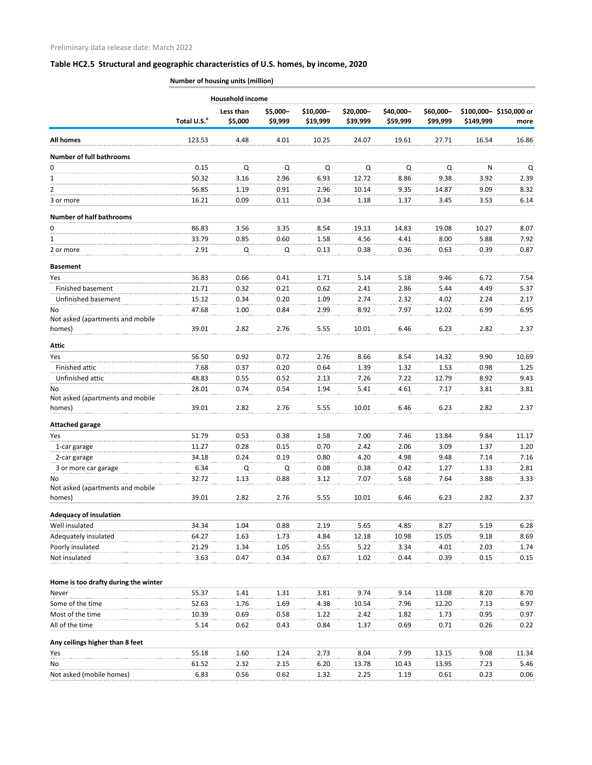Preliminary data release date: March 2022

## Table HC2.5 Structural and geographic characteristics of U.S. homes, by income, 2020

Number of housing units (million)

| | | Household income | | | | | | | |
|---|---|---|---|---|---|---|---|---|---|
| | Total U.S.[a] | Less than $5,000 | $5,000–$9,999 | $10,000–$19,999 | $20,000–$39,999 | $40,000–$59,999 | $60,000–$99,999 | $100,000–$149,999 | $150,000 or more |
| **All homes** | 123.53 | 4.48 | 4.01 | 10.25 | 24.07 | 19.61 | 27.71 | 16.54 | 16.86 |
| **Number of full bathrooms** | | | | | | | | | |
| 0 | 0.15 | Q | Q | Q | Q | Q | Q | N | Q |
| 1 | 50.32 | 3.16 | 2.96 | 6.93 | 12.72 | 8.86 | 9.38 | 3.92 | 2.39 |
| 2 | 56.85 | 1.19 | 0.91 | 2.96 | 10.14 | 9.35 | 14.87 | 9.09 | 8.32 |
| 3 or more | 16.21 | 0.09 | 0.11 | 0.34 | 1.18 | 1.37 | 3.45 | 3.53 | 6.14 |
| **Number of half bathrooms** | | | | | | | | | |
| 0 | 86.83 | 3.56 | 3.35 | 8.54 | 19.13 | 14.83 | 19.08 | 10.27 | 8.07 |
| 1 | 33.79 | 0.85 | 0.60 | 1.58 | 4.56 | 4.41 | 8.00 | 5.88 | 7.92 |
| 2 or more | 2.91 | Q | Q | 0.13 | 0.38 | 0.36 | 0.63 | 0.39 | 0.87 |
| **Basement** | | | | | | | | | |
| Yes | 36.83 | 0.66 | 0.41 | 1.71 | 5.14 | 5.18 | 9.46 | 6.72 | 7.54 |
| Finished basement | 21.71 | 0.32 | 0.21 | 0.62 | 2.41 | 2.86 | 5.44 | 4.49 | 5.37 |
| Unfinished basement | 15.12 | 0.34 | 0.20 | 1.09 | 2.74 | 2.32 | 4.02 | 2.24 | 2.17 |
| No | 47.68 | 1.00 | 0.84 | 2.99 | 8.92 | 7.97 | 12.02 | 6.99 | 6.95 |
| Not asked (apartments and mobile homes) | 39.01 | 2.82 | 2.76 | 5.55 | 10.01 | 6.46 | 6.23 | 2.82 | 2.37 |
| **Attic** | | | | | | | | | |
| Yes | 56.50 | 0.92 | 0.72 | 2.76 | 8.66 | 8.54 | 14.32 | 9.90 | 10.69 |
| Finished attic | 7.68 | 0.37 | 0.20 | 0.64 | 1.39 | 1.32 | 1.53 | 0.98 | 1.25 |
| Unfinished attic | 48.83 | 0.55 | 0.52 | 2.13 | 7.26 | 7.22 | 12.79 | 8.92 | 9.43 |
| No | 28.01 | 0.74 | 0.54 | 1.94 | 5.41 | 4.61 | 7.17 | 3.81 | 3.81 |
| Not asked (apartments and mobile homes) | 39.01 | 2.82 | 2.76 | 5.55 | 10.01 | 6.46 | 6.23 | 2.82 | 2.37 |
| **Attached garage** | | | | | | | | | |
| Yes | 51.79 | 0.53 | 0.38 | 1.58 | 7.00 | 7.46 | 13.84 | 9.84 | 11.17 |
| 1-car garage | 11.27 | 0.28 | 0.15 | 0.70 | 2.42 | 2.06 | 3.09 | 1.37 | 1.20 |
| 2-car garage | 34.18 | 0.24 | 0.19 | 0.80 | 4.20 | 4.98 | 9.48 | 7.14 | 7.16 |
| 3 or more car garage | 6.34 | Q | Q | 0.08 | 0.38 | 0.42 | 1.27 | 1.33 | 2.81 |
| No | 32.72 | 1.13 | 0.88 | 3.12 | 7.07 | 5.68 | 7.64 | 3.88 | 3.33 |
| Not asked (apartments and mobile homes) | 39.01 | 2.82 | 2.76 | 5.55 | 10.01 | 6.46 | 6.23 | 2.82 | 2.37 |
| **Adequacy of insulation** | | | | | | | | | |
| Well insulated | 34.34 | 1.04 | 0.88 | 2.19 | 5.65 | 4.85 | 8.27 | 5.19 | 6.28 |
| Adequately insulated | 64.27 | 1.63 | 1.73 | 4.84 | 12.18 | 10.98 | 15.05 | 9.18 | 8.69 |
| Poorly insulated | 21.29 | 1.34 | 1.05 | 2.55 | 5.22 | 3.34 | 4.01 | 2.03 | 1.74 |
| Not insulated | 3.63 | 0.47 | 0.34 | 0.67 | 1.02 | 0.44 | 0.39 | 0.15 | 0.15 |
| **Home is too drafty during the winter** | | | | | | | | | |
| Never | 55.37 | 1.41 | 1.31 | 3.81 | 9.74 | 9.14 | 13.08 | 8.20 | 8.70 |
| Some of the time | 52.63 | 1.76 | 1.69 | 4.38 | 10.54 | 7.96 | 12.20 | 7.13 | 6.97 |
| Most of the time | 10.39 | 0.69 | 0.58 | 1.22 | 2.42 | 1.82 | 1.73 | 0.95 | 0.97 |
| All of the time | 5.14 | 0.62 | 0.43 | 0.84 | 1.37 | 0.69 | 0.71 | 0.26 | 0.22 |
| **Any ceilings higher than 8 feet** | | | | | | | | | |
| Yes | 55.18 | 1.60 | 1.24 | 2.73 | 8.04 | 7.99 | 13.15 | 9.08 | 11.34 |
| No | 61.52 | 2.32 | 2.15 | 6.20 | 13.78 | 10.43 | 13.95 | 7.23 | 5.46 |
| Not asked (mobile homes) | 6.83 | 0.56 | 0.62 | 1.32 | 2.25 | 1.19 | 0.61 | 0.23 | 0.06 |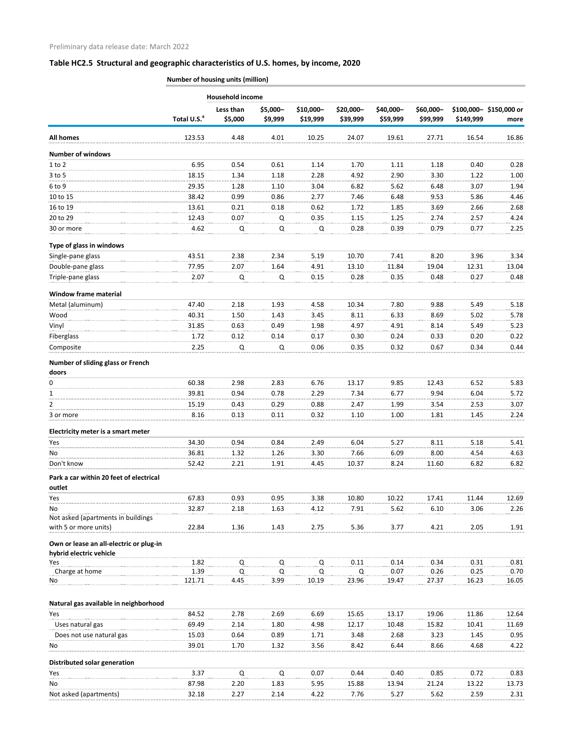Preliminary data release date: March 2022

## Table HC2.5 Structural and geographic characteristics of U.S. homes, by income, 2020

| | Number of housing units (million) | | | | | | | | |
|---|---|---|---|---|---|---|---|---|---|
| | | Household income | | | | | | | |
| | Total U.S.[a] | Less than $5,000 | $5,000–$9,999 | $10,000–$19,999 | $20,000–$39,999 | $40,000–$59,999 | $60,000–$99,999 | $100,000–$149,999 | $150,000 or more |
| **All homes** | 123.53 | 4.48 | 4.01 | 10.25 | 24.07 | 19.61 | 27.71 | 16.54 | 16.86 |
| **Number of windows** | | | | | | | | | |
| 1 to 2 | 6.95 | 0.54 | 0.61 | 1.14 | 1.70 | 1.11 | 1.18 | 0.40 | 0.28 |
| 3 to 5 | 18.15 | 1.34 | 1.18 | 2.28 | 4.92 | 2.90 | 3.30 | 1.22 | 1.00 |
| 6 to 9 | 29.35 | 1.28 | 1.10 | 3.04 | 6.82 | 5.62 | 6.48 | 3.07 | 1.94 |
| 10 to 15 | 38.42 | 0.99 | 0.86 | 2.77 | 7.46 | 6.48 | 9.53 | 5.86 | 4.46 |
| 16 to 19 | 13.61 | 0.21 | 0.18 | 0.62 | 1.72 | 1.85 | 3.69 | 2.66 | 2.68 |
| 20 to 29 | 12.43 | 0.07 | Q | 0.35 | 1.15 | 1.25 | 2.74 | 2.57 | 4.24 |
| 30 or more | 4.62 | Q | Q | Q | 0.28 | 0.39 | 0.79 | 0.77 | 2.25 |
| **Type of glass in windows** | | | | | | | | | |
| Single-pane glass | 43.51 | 2.38 | 2.34 | 5.19 | 10.70 | 7.41 | 8.20 | 3.96 | 3.34 |
| Double-pane glass | 77.95 | 2.07 | 1.64 | 4.91 | 13.10 | 11.84 | 19.04 | 12.31 | 13.04 |
| Triple-pane glass | 2.07 | Q | Q | 0.15 | 0.28 | 0.35 | 0.48 | 0.27 | 0.48 |
| **Window frame material** | | | | | | | | | |
| Metal (aluminum) | 47.40 | 2.18 | 1.93 | 4.58 | 10.34 | 7.80 | 9.88 | 5.49 | 5.18 |
| Wood | 40.31 | 1.50 | 1.43 | 3.45 | 8.11 | 6.33 | 8.69 | 5.02 | 5.78 |
| Vinyl | 31.85 | 0.63 | 0.49 | 1.98 | 4.97 | 4.91 | 8.14 | 5.49 | 5.23 |
| Fiberglass | 1.72 | 0.12 | 0.14 | 0.17 | 0.30 | 0.24 | 0.33 | 0.20 | 0.22 |
| Composite | 2.25 | Q | Q | 0.06 | 0.35 | 0.32 | 0.67 | 0.34 | 0.44 |
| **Number of sliding glass or French doors** | | | | | | | | | |
| 0 | 60.38 | 2.98 | 2.83 | 6.76 | 13.17 | 9.85 | 12.43 | 6.52 | 5.83 |
| 1 | 39.81 | 0.94 | 0.78 | 2.29 | 7.34 | 6.77 | 9.94 | 6.04 | 5.72 |
| 2 | 15.19 | 0.43 | 0.29 | 0.88 | 2.47 | 1.99 | 3.54 | 2.53 | 3.07 |
| 3 or more | 8.16 | 0.13 | 0.11 | 0.32 | 1.10 | 1.00 | 1.81 | 1.45 | 2.24 |
| **Electricity meter is a smart meter** | | | | | | | | | |
| Yes | 34.30 | 0.94 | 0.84 | 2.49 | 6.04 | 5.27 | 8.11 | 5.18 | 5.41 |
| No | 36.81 | 1.32 | 1.26 | 3.30 | 7.66 | 6.09 | 8.00 | 4.54 | 4.63 |
| Don't know | 52.42 | 2.21 | 1.91 | 4.45 | 10.37 | 8.24 | 11.60 | 6.82 | 6.82 |
| **Park a car within 20 feet of electrical outlet** | | | | | | | | | |
| Yes | 67.83 | 0.93 | 0.95 | 3.38 | 10.80 | 10.22 | 17.41 | 11.44 | 12.69 |
| No | 32.87 | 2.18 | 1.63 | 4.12 | 7.91 | 5.62 | 6.10 | 3.06 | 2.26 |
| Not asked (apartments in buildings with 5 or more units) | 22.84 | 1.36 | 1.43 | 2.75 | 5.36 | 3.77 | 4.21 | 2.05 | 1.91 |
| **Own or lease an all-electric or plug-in hybrid electric vehicle** | | | | | | | | | |
| Yes | 1.82 | Q | Q | Q | 0.11 | 0.14 | 0.34 | 0.31 | 0.81 |
| Charge at home | 1.39 | Q | Q | Q | Q | 0.07 | 0.26 | 0.25 | 0.70 |
| No | 121.71 | 4.45 | 3.99 | 10.19 | 23.96 | 19.47 | 27.37 | 16.23 | 16.05 |
| **Natural gas available in neighborhood** | | | | | | | | | |
| Yes | 84.52 | 2.78 | 2.69 | 6.69 | 15.65 | 13.17 | 19.06 | 11.86 | 12.64 |
| Uses natural gas | 69.49 | 2.14 | 1.80 | 4.98 | 12.17 | 10.48 | 15.82 | 10.41 | 11.69 |
| Does not use natural gas | 15.03 | 0.64 | 0.89 | 1.71 | 3.48 | 2.68 | 3.23 | 1.45 | 0.95 |
| No | 39.01 | 1.70 | 1.32 | 3.56 | 8.42 | 6.44 | 8.66 | 4.68 | 4.22 |
| **Distributed solar generation** | | | | | | | | | |
| Yes | 3.37 | Q | Q | 0.07 | 0.44 | 0.40 | 0.85 | 0.72 | 0.83 |
| No | 87.98 | 2.20 | 1.83 | 5.95 | 15.88 | 13.94 | 21.24 | 13.22 | 13.73 |
| Not asked (apartments) | 32.18 | 2.27 | 2.14 | 4.22 | 7.76 | 5.27 | 5.62 | 2.59 | 2.31 |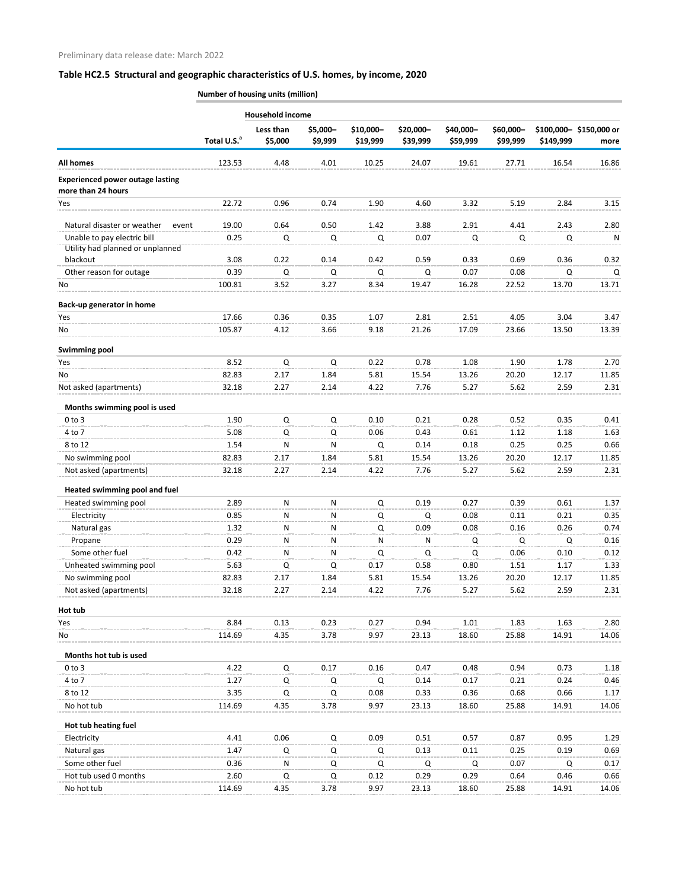Preliminary data release date: March 2022

## Table HC2.5 Structural and geographic characteristics of U.S. homes, by income, 2020

| | Number of housing units (million) | | | | | | | | |
|---|---|---|---|---|---|---|---|---|---|
| | | Household income | | | | | | | |
| | Total U.S.[a] | Less than $5,000 | $5,000–$9,999 | $10,000–$19,999 | $20,000–$39,999 | $40,000–$59,999 | $60,000–$99,999 | $100,000–$149,999 | $150,000 or more |
| **All homes** | 123.53 | 4.48 | 4.01 | 10.25 | 24.07 | 19.61 | 27.71 | 16.54 | 16.86 |
| **Experienced power outage lasting more than 24 hours** | | | | | | | | | |
| Yes | 22.72 | 0.96 | 0.74 | 1.90 | 4.60 | 3.32 | 5.19 | 2.84 | 3.15 |
| Natural disaster or weather event | 19.00 | 0.64 | 0.50 | 1.42 | 3.88 | 2.91 | 4.41 | 2.43 | 2.80 |
| Unable to pay electric bill | 0.25 | Q | Q | Q | 0.07 | Q | Q | Q | N |
| Utility had planned or unplanned blackout | 3.08 | 0.22 | 0.14 | 0.42 | 0.59 | 0.33 | 0.69 | 0.36 | 0.32 |
| Other reason for outage | 0.39 | Q | Q | Q | Q | 0.07 | 0.08 | Q | Q |
| No | 100.81 | 3.52 | 3.27 | 8.34 | 19.47 | 16.28 | 22.52 | 13.70 | 13.71 |
| **Back-up generator in home** | | | | | | | | | |
| Yes | 17.66 | 0.36 | 0.35 | 1.07 | 2.81 | 2.51 | 4.05 | 3.04 | 3.47 |
| No | 105.87 | 4.12 | 3.66 | 9.18 | 21.26 | 17.09 | 23.66 | 13.50 | 13.39 |
| **Swimming pool** | | | | | | | | | |
| Yes | 8.52 | Q | Q | 0.22 | 0.78 | 1.08 | 1.90 | 1.78 | 2.70 |
| No | 82.83 | 2.17 | 1.84 | 5.81 | 15.54 | 13.26 | 20.20 | 12.17 | 11.85 |
| Not asked (apartments) | 32.18 | 2.27 | 2.14 | 4.22 | 7.76 | 5.27 | 5.62 | 2.59 | 2.31 |
| **Months swimming pool is used** | | | | | | | | | |
| 0 to 3 | 1.90 | Q | Q | 0.10 | 0.21 | 0.28 | 0.52 | 0.35 | 0.41 |
| 4 to 7 | 5.08 | Q | Q | 0.06 | 0.43 | 0.61 | 1.12 | 1.18 | 1.63 |
| 8 to 12 | 1.54 | N | N | Q | 0.14 | 0.18 | 0.25 | 0.25 | 0.66 |
| No swimming pool | 82.83 | 2.17 | 1.84 | 5.81 | 15.54 | 13.26 | 20.20 | 12.17 | 11.85 |
| Not asked (apartments) | 32.18 | 2.27 | 2.14 | 4.22 | 7.76 | 5.27 | 5.62 | 2.59 | 2.31 |
| **Heated swimming pool and fuel** | | | | | | | | | |
| Heated swimming pool | 2.89 | N | N | Q | 0.19 | 0.27 | 0.39 | 0.61 | 1.37 |
| Electricity | 0.85 | N | N | Q | Q | 0.08 | 0.11 | 0.21 | 0.35 |
| Natural gas | 1.32 | N | N | Q | 0.09 | 0.08 | 0.16 | 0.26 | 0.74 |
| Propane | 0.29 | N | N | N | N | Q | Q | Q | 0.16 |
| Some other fuel | 0.42 | N | N | Q | Q | Q | 0.06 | 0.10 | 0.12 |
| Unheated swimming pool | 5.63 | Q | Q | 0.17 | 0.58 | 0.80 | 1.51 | 1.17 | 1.33 |
| No swimming pool | 82.83 | 2.17 | 1.84 | 5.81 | 15.54 | 13.26 | 20.20 | 12.17 | 11.85 |
| Not asked (apartments) | 32.18 | 2.27 | 2.14 | 4.22 | 7.76 | 5.27 | 5.62 | 2.59 | 2.31 |
| **Hot tub** | | | | | | | | | |
| Yes | 8.84 | 0.13 | 0.23 | 0.27 | 0.94 | 1.01 | 1.83 | 1.63 | 2.80 |
| No | 114.69 | 4.35 | 3.78 | 9.97 | 23.13 | 18.60 | 25.88 | 14.91 | 14.06 |
| **Months hot tub is used** | | | | | | | | | |
| 0 to 3 | 4.22 | Q | 0.17 | 0.16 | 0.47 | 0.48 | 0.94 | 0.73 | 1.18 |
| 4 to 7 | 1.27 | Q | Q | Q | 0.14 | 0.17 | 0.21 | 0.24 | 0.46 |
| 8 to 12 | 3.35 | Q | Q | 0.08 | 0.33 | 0.36 | 0.68 | 0.66 | 1.17 |
| No hot tub | 114.69 | 4.35 | 3.78 | 9.97 | 23.13 | 18.60 | 25.88 | 14.91 | 14.06 |
| **Hot tub heating fuel** | | | | | | | | | |
| Electricity | 4.41 | 0.06 | Q | 0.09 | 0.51 | 0.57 | 0.87 | 0.95 | 1.29 |
| Natural gas | 1.47 | Q | Q | Q | 0.13 | 0.11 | 0.25 | 0.19 | 0.69 |
| Some other fuel | 0.36 | N | Q | Q | Q | Q | 0.07 | Q | 0.17 |
| Hot tub used 0 months | 2.60 | Q | Q | 0.12 | 0.29 | 0.29 | 0.64 | 0.46 | 0.66 |
| No hot tub | 114.69 | 4.35 | 3.78 | 9.97 | 23.13 | 18.60 | 25.88 | 14.91 | 14.06 |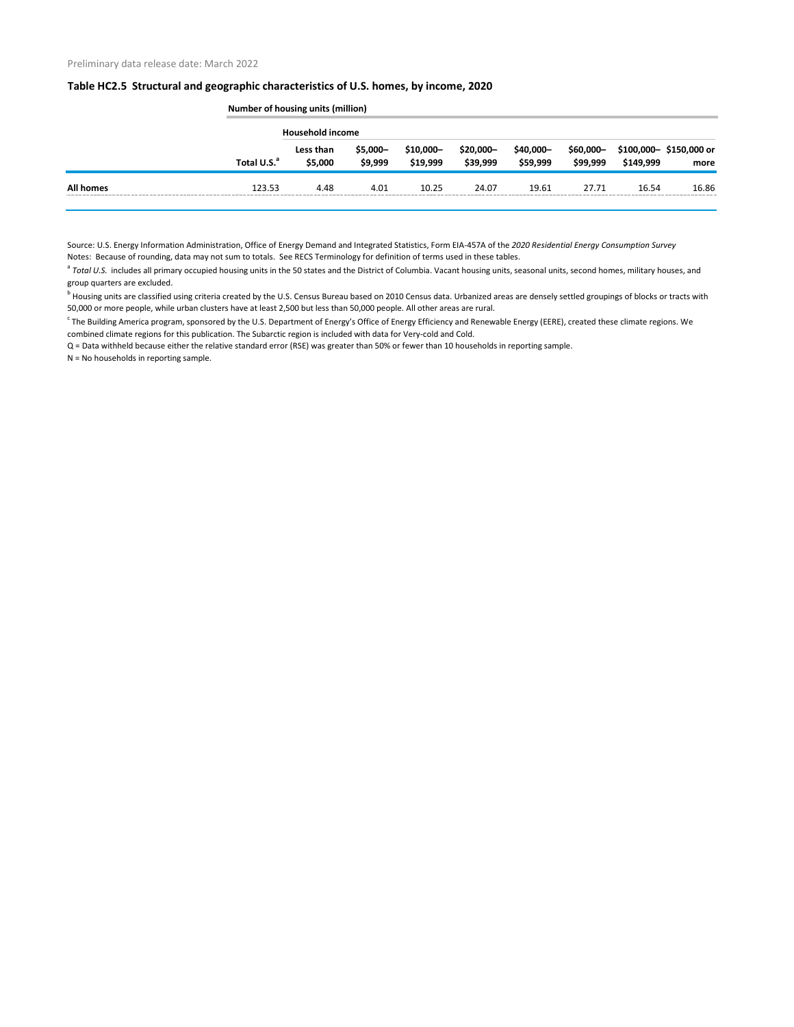Preliminary data release date: March 2022

**Table HC2.5 Structural and geographic characteristics of U.S. homes, by income, 2020**

| | Number of housing units (million) | | | | | | | | |
|---|---|---|---|---|---|---|---|---|---|
| | | Household income | | | | | | | |
| | Total U.S.[a] | Less than $5,000 | $5,000–$9,999 | $10,000–$19,999 | $20,000–$39,999 | $40,000–$59,999 | $60,000–$99,999 | $100,000–$149,999 | $150,000 or more |
| **All homes** | 123.53 | 4.48 | 4.01 | 10.25 | 24.07 | 19.61 | 27.71 | 16.54 | 16.86 |

Source: U.S. Energy Information Administration, Office of Energy Demand and Integrated Statistics, Form EIA-457A of the *2020 Residential Energy Consumption Survey*

Notes: Because of rounding, data may not sum to totals. See RECS Terminology for definition of terms used in these tables.

[a] *Total U.S.* includes all primary occupied housing units in the 50 states and the District of Columbia. Vacant housing units, seasonal units, second homes, military houses, and group quarters are excluded.

[b] Housing units are classified using criteria created by the U.S. Census Bureau based on 2010 Census data. Urbanized areas are densely settled groupings of blocks or tracts with 50,000 or more people, while urban clusters have at least 2,500 but less than 50,000 people. All other areas are rural.

[c] The Building America program, sponsored by the U.S. Department of Energy's Office of Energy Efficiency and Renewable Energy (EERE), created these climate regions. We combined climate regions for this publication. The Subarctic region is included with data for Very-cold and Cold.

Q = Data withheld because either the relative standard error (RSE) was greater than 50% or fewer than 10 households in reporting sample.

N = No households in reporting sample.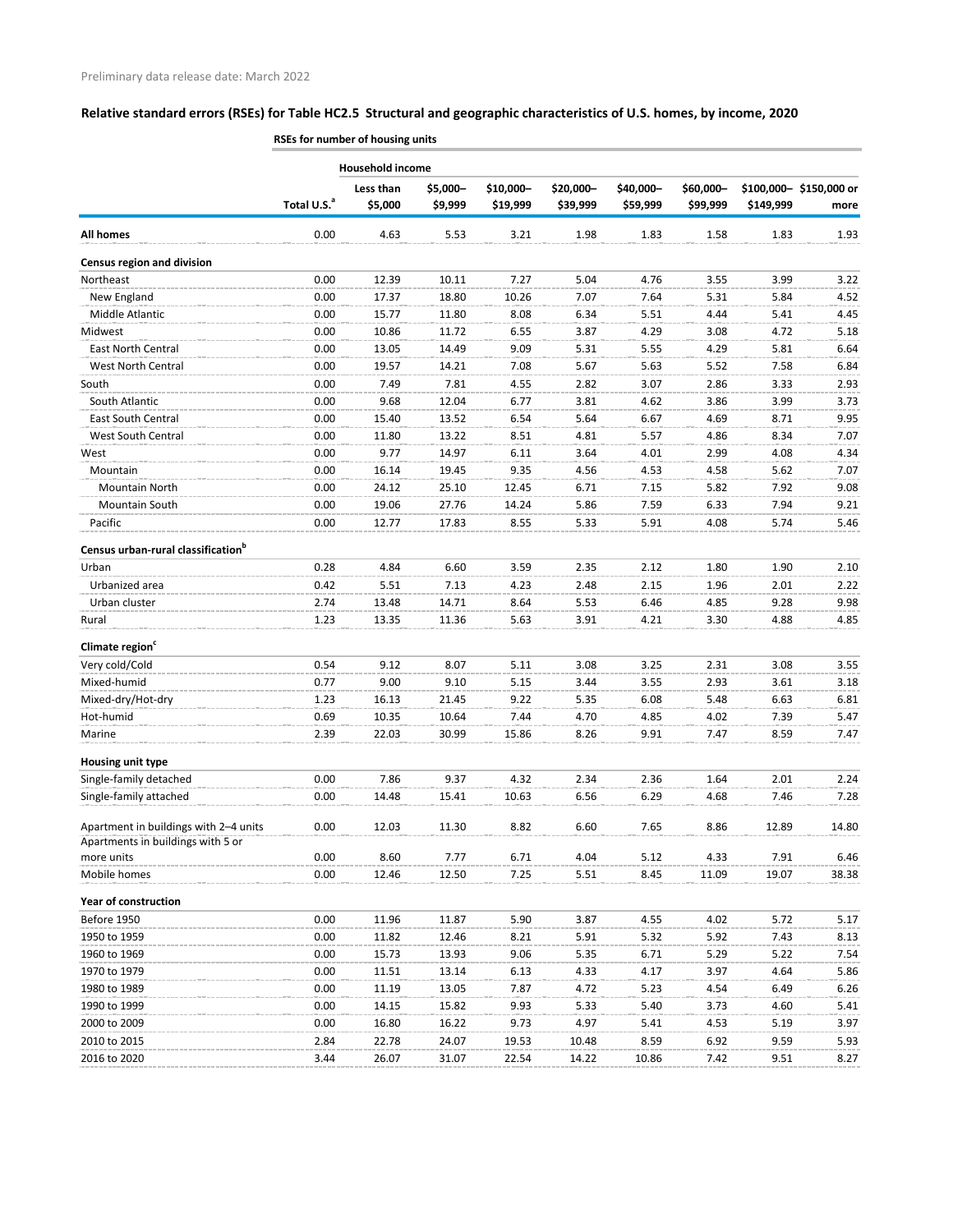Preliminary data release date: March 2022

## Relative standard errors (RSEs) for Table HC2.5 Structural and geographic characteristics of U.S. homes, by income, 2020

**RSEs for number of housing units**

| | | Household income | | | | | | | |
|---|---|---|---|---|---|---|---|---|---|
| | Total U.S.[a] | Less than $5,000 | $5,000–$9,999 | $10,000–$19,999 | $20,000–$39,999 | $40,000–$59,999 | $60,000–$99,999 | $100,000–$149,999 | $150,000 or more |
| **All homes** | 0.00 | 4.63 | 5.53 | 3.21 | 1.98 | 1.83 | 1.58 | 1.83 | 1.93 |
| **Census region and division** | | | | | | | | | |
| Northeast | 0.00 | 12.39 | 10.11 | 7.27 | 5.04 | 4.76 | 3.55 | 3.99 | 3.22 |
| New England | 0.00 | 17.37 | 18.80 | 10.26 | 7.07 | 7.64 | 5.31 | 5.84 | 4.52 |
| Middle Atlantic | 0.00 | 15.77 | 11.80 | 8.08 | 6.34 | 5.51 | 4.44 | 5.41 | 4.45 |
| Midwest | 0.00 | 10.86 | 11.72 | 6.55 | 3.87 | 4.29 | 3.08 | 4.72 | 5.18 |
| East North Central | 0.00 | 13.05 | 14.49 | 9.09 | 5.31 | 5.55 | 4.29 | 5.81 | 6.64 |
| West North Central | 0.00 | 19.57 | 14.21 | 7.08 | 5.67 | 5.63 | 5.52 | 7.58 | 6.84 |
| South | 0.00 | 7.49 | 7.81 | 4.55 | 2.82 | 3.07 | 2.86 | 3.33 | 2.93 |
| South Atlantic | 0.00 | 9.68 | 12.04 | 6.77 | 3.81 | 4.62 | 3.86 | 3.99 | 3.73 |
| East South Central | 0.00 | 15.40 | 13.52 | 6.54 | 5.64 | 6.67 | 4.69 | 8.71 | 9.95 |
| West South Central | 0.00 | 11.80 | 13.22 | 8.51 | 4.81 | 5.57 | 4.86 | 8.34 | 7.07 |
| West | 0.00 | 9.77 | 14.97 | 6.11 | 3.64 | 4.01 | 2.99 | 4.08 | 4.34 |
| Mountain | 0.00 | 16.14 | 19.45 | 9.35 | 4.56 | 4.53 | 4.58 | 5.62 | 7.07 |
| Mountain North | 0.00 | 24.12 | 25.10 | 12.45 | 6.71 | 7.15 | 5.82 | 7.92 | 9.08 |
| Mountain South | 0.00 | 19.06 | 27.76 | 14.24 | 5.86 | 7.59 | 6.33 | 7.94 | 9.21 |
| Pacific | 0.00 | 12.77 | 17.83 | 8.55 | 5.33 | 5.91 | 4.08 | 5.74 | 5.46 |
| **Census urban-rural classification[b]** | | | | | | | | | |
| Urban | 0.28 | 4.84 | 6.60 | 3.59 | 2.35 | 2.12 | 1.80 | 1.90 | 2.10 |
| Urbanized area | 0.42 | 5.51 | 7.13 | 4.23 | 2.48 | 2.15 | 1.96 | 2.01 | 2.22 |
| Urban cluster | 2.74 | 13.48 | 14.71 | 8.64 | 5.53 | 6.46 | 4.85 | 9.28 | 9.98 |
| Rural | 1.23 | 13.35 | 11.36 | 5.63 | 3.91 | 4.21 | 3.30 | 4.88 | 4.85 |
| **Climate region[c]** | | | | | | | | | |
| Very cold/Cold | 0.54 | 9.12 | 8.07 | 5.11 | 3.08 | 3.25 | 2.31 | 3.08 | 3.55 |
| Mixed-humid | 0.77 | 9.00 | 9.10 | 5.15 | 3.44 | 3.55 | 2.93 | 3.61 | 3.18 |
| Mixed-dry/Hot-dry | 1.23 | 16.13 | 21.45 | 9.22 | 5.35 | 6.08 | 5.48 | 6.63 | 6.81 |
| Hot-humid | 0.69 | 10.35 | 10.64 | 7.44 | 4.70 | 4.85 | 4.02 | 7.39 | 5.47 |
| Marine | 2.39 | 22.03 | 30.99 | 15.86 | 8.26 | 9.91 | 7.47 | 8.59 | 7.47 |
| **Housing unit type** | | | | | | | | | |
| Single-family detached | 0.00 | 7.86 | 9.37 | 4.32 | 2.34 | 2.36 | 1.64 | 2.01 | 2.24 |
| Single-family attached | 0.00 | 14.48 | 15.41 | 10.63 | 6.56 | 6.29 | 4.68 | 7.46 | 7.28 |
| Apartment in buildings with 2–4 units | 0.00 | 12.03 | 11.30 | 8.82 | 6.60 | 7.65 | 8.86 | 12.89 | 14.80 |
| Apartments in buildings with 5 or more units | 0.00 | 8.60 | 7.77 | 6.71 | 4.04 | 5.12 | 4.33 | 7.91 | 6.46 |
| Mobile homes | 0.00 | 12.46 | 12.50 | 7.25 | 5.51 | 8.45 | 11.09 | 19.07 | 38.38 |
| **Year of construction** | | | | | | | | | |
| Before 1950 | 0.00 | 11.96 | 11.87 | 5.90 | 3.87 | 4.55 | 4.02 | 5.72 | 5.17 |
| 1950 to 1959 | 0.00 | 11.82 | 12.46 | 8.21 | 5.91 | 5.32 | 5.92 | 7.43 | 8.13 |
| 1960 to 1969 | 0.00 | 15.73 | 13.93 | 9.06 | 5.35 | 6.71 | 5.29 | 5.22 | 7.54 |
| 1970 to 1979 | 0.00 | 11.51 | 13.14 | 6.13 | 4.33 | 4.17 | 3.97 | 4.64 | 5.86 |
| 1980 to 1989 | 0.00 | 11.19 | 13.05 | 7.87 | 4.72 | 5.23 | 4.54 | 6.49 | 6.26 |
| 1990 to 1999 | 0.00 | 14.15 | 15.82 | 9.93 | 5.33 | 5.40 | 3.73 | 4.60 | 5.41 |
| 2000 to 2009 | 0.00 | 16.80 | 16.22 | 9.73 | 4.97 | 5.41 | 4.53 | 5.19 | 3.97 |
| 2010 to 2015 | 2.84 | 22.78 | 24.07 | 19.53 | 10.48 | 8.59 | 6.92 | 9.59 | 5.93 |
| 2016 to 2020 | 3.44 | 26.07 | 31.07 | 22.54 | 14.22 | 10.86 | 7.42 | 9.51 | 8.27 |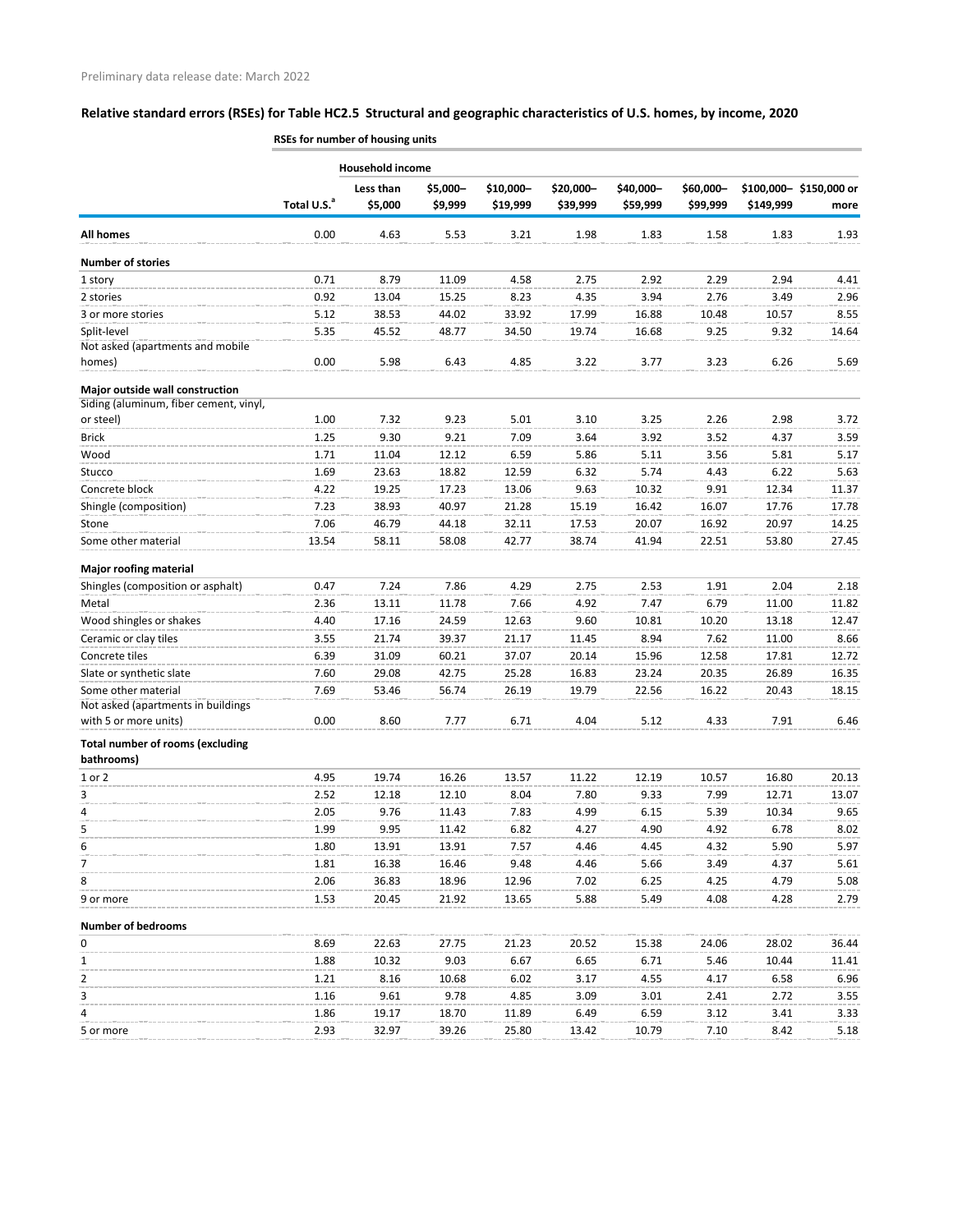Preliminary data release date: March 2022

## Relative standard errors (RSEs) for Table HC2.5 Structural and geographic characteristics of U.S. homes, by income, 2020

**RSEs for number of housing units**

| | | Household income | | | | | | | |
|---|---|---|---|---|---|---|---|---|---|
| | Total U.S.[a] | Less than $5,000 | $5,000–$9,999 | $10,000–$19,999 | $20,000–$39,999 | $40,000–$59,999 | $60,000–$99,999 | $100,000–$149,999 | $150,000 or more |
| **All homes** | 0.00 | 4.63 | 5.53 | 3.21 | 1.98 | 1.83 | 1.58 | 1.83 | 1.93 |
| **Number of stories** | | | | | | | | | |
| 1 story | 0.71 | 8.79 | 11.09 | 4.58 | 2.75 | 2.92 | 2.29 | 2.94 | 4.41 |
| 2 stories | 0.92 | 13.04 | 15.25 | 8.23 | 4.35 | 3.94 | 2.76 | 3.49 | 2.96 |
| 3 or more stories | 5.12 | 38.53 | 44.02 | 33.92 | 17.99 | 16.88 | 10.48 | 10.57 | 8.55 |
| Split-level | 5.35 | 45.52 | 48.77 | 34.50 | 19.74 | 16.68 | 9.25 | 9.32 | 14.64 |
| Not asked (apartments and mobile homes) | 0.00 | 5.98 | 6.43 | 4.85 | 3.22 | 3.77 | 3.23 | 6.26 | 5.69 |
| **Major outside wall construction** | | | | | | | | | |
| Siding (aluminum, fiber cement, vinyl, or steel) | 1.00 | 7.32 | 9.23 | 5.01 | 3.10 | 3.25 | 2.26 | 2.98 | 3.72 |
| Brick | 1.25 | 9.30 | 9.21 | 7.09 | 3.64 | 3.92 | 3.52 | 4.37 | 3.59 |
| Wood | 1.71 | 11.04 | 12.12 | 6.59 | 5.86 | 5.11 | 3.56 | 5.81 | 5.17 |
| Stucco | 1.69 | 23.63 | 18.82 | 12.59 | 6.32 | 5.74 | 4.43 | 6.22 | 5.63 |
| Concrete block | 4.22 | 19.25 | 17.23 | 13.06 | 9.63 | 10.32 | 9.91 | 12.34 | 11.37 |
| Shingle (composition) | 7.23 | 38.93 | 40.97 | 21.28 | 15.19 | 16.42 | 16.07 | 17.76 | 17.78 |
| Stone | 7.06 | 46.79 | 44.18 | 32.11 | 17.53 | 20.07 | 16.92 | 20.97 | 14.25 |
| Some other material | 13.54 | 58.11 | 58.08 | 42.77 | 38.74 | 41.94 | 22.51 | 53.80 | 27.45 |
| **Major roofing material** | | | | | | | | | |
| Shingles (composition or asphalt) | 0.47 | 7.24 | 7.86 | 4.29 | 2.75 | 2.53 | 1.91 | 2.04 | 2.18 |
| Metal | 2.36 | 13.11 | 11.78 | 7.66 | 4.92 | 7.47 | 6.79 | 11.00 | 11.82 |
| Wood shingles or shakes | 4.40 | 17.16 | 24.59 | 12.63 | 9.60 | 10.81 | 10.20 | 13.18 | 12.47 |
| Ceramic or clay tiles | 3.55 | 21.74 | 39.37 | 21.17 | 11.45 | 8.94 | 7.62 | 11.00 | 8.66 |
| Concrete tiles | 6.39 | 31.09 | 60.21 | 37.07 | 20.14 | 15.96 | 12.58 | 17.81 | 12.72 |
| Slate or synthetic slate | 7.60 | 29.08 | 42.75 | 25.28 | 16.83 | 23.24 | 20.35 | 26.89 | 16.35 |
| Some other material | 7.69 | 53.46 | 56.74 | 26.19 | 19.79 | 22.56 | 16.22 | 20.43 | 18.15 |
| Not asked (apartments in buildings with 5 or more units) | 0.00 | 8.60 | 7.77 | 6.71 | 4.04 | 5.12 | 4.33 | 7.91 | 6.46 |
| **Total number of rooms (excluding bathrooms)** | | | | | | | | | |
| 1 or 2 | 4.95 | 19.74 | 16.26 | 13.57 | 11.22 | 12.19 | 10.57 | 16.80 | 20.13 |
| 3 | 2.52 | 12.18 | 12.10 | 8.04 | 7.80 | 9.33 | 7.99 | 12.71 | 13.07 |
| 4 | 2.05 | 9.76 | 11.43 | 7.83 | 4.99 | 6.15 | 5.39 | 10.34 | 9.65 |
| 5 | 1.99 | 9.95 | 11.42 | 6.82 | 4.27 | 4.90 | 4.92 | 6.78 | 8.02 |
| 6 | 1.80 | 13.91 | 13.91 | 7.57 | 4.46 | 4.45 | 4.32 | 5.90 | 5.97 |
| 7 | 1.81 | 16.38 | 16.46 | 9.48 | 4.46 | 5.66 | 3.49 | 4.37 | 5.61 |
| 8 | 2.06 | 36.83 | 18.96 | 12.96 | 7.02 | 6.25 | 4.25 | 4.79 | 5.08 |
| 9 or more | 1.53 | 20.45 | 21.92 | 13.65 | 5.88 | 5.49 | 4.08 | 4.28 | 2.79 |
| **Number of bedrooms** | | | | | | | | | |
| 0 | 8.69 | 22.63 | 27.75 | 21.23 | 20.52 | 15.38 | 24.06 | 28.02 | 36.44 |
| 1 | 1.88 | 10.32 | 9.03 | 6.67 | 6.65 | 6.71 | 5.46 | 10.44 | 11.41 |
| 2 | 1.21 | 8.16 | 10.68 | 6.02 | 3.17 | 4.55 | 4.17 | 6.58 | 6.96 |
| 3 | 1.16 | 9.61 | 9.78 | 4.85 | 3.09 | 3.01 | 2.41 | 2.72 | 3.55 |
| 4 | 1.86 | 19.17 | 18.70 | 11.89 | 6.49 | 6.59 | 3.12 | 3.41 | 3.33 |
| 5 or more | 2.93 | 32.97 | 39.26 | 25.80 | 13.42 | 10.79 | 7.10 | 8.42 | 5.18 |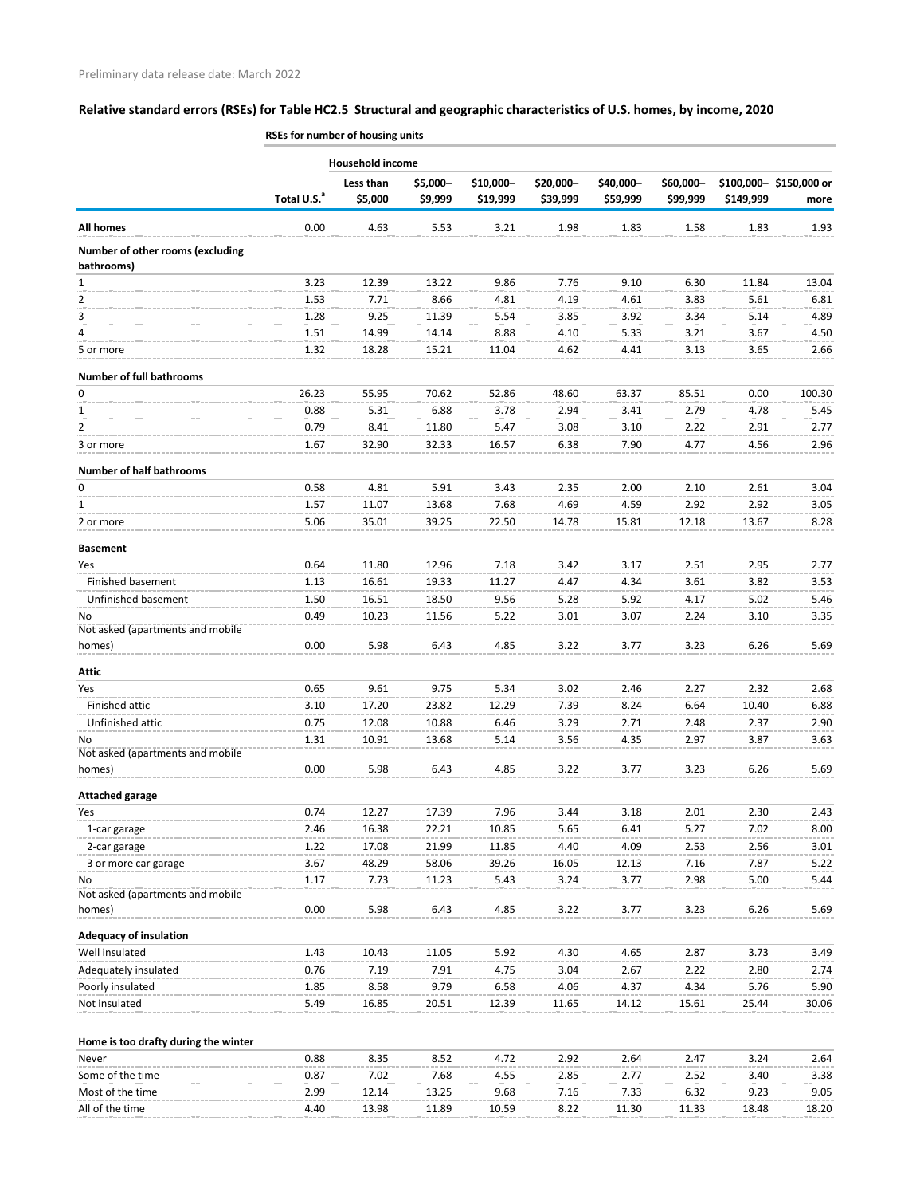Preliminary data release date: March 2022

## Relative standard errors (RSEs) for Table HC2.5 Structural and geographic characteristics of U.S. homes, by income, 2020

| | RSEs for number of housing units | | | | | | | | |
|---|---|---|---|---|---|---|---|---|---|
| | | Household income | | | | | | | |
| | Total U.S.[a] | Less than $5,000 | $5,000–$9,999 | $10,000–$19,999 | $20,000–$39,999 | $40,000–$59,999 | $60,000–$99,999 | $100,000–$149,999 | $150,000 or more |
| **All homes** | 0.00 | 4.63 | 5.53 | 3.21 | 1.98 | 1.83 | 1.58 | 1.83 | 1.93 |
| **Number of other rooms (excluding bathrooms)** | | | | | | | | | |
| 1 | 3.23 | 12.39 | 13.22 | 9.86 | 7.76 | 9.10 | 6.30 | 11.84 | 13.04 |
| 2 | 1.53 | 7.71 | 8.66 | 4.81 | 4.19 | 4.61 | 3.83 | 5.61 | 6.81 |
| 3 | 1.28 | 9.25 | 11.39 | 5.54 | 3.85 | 3.92 | 3.34 | 5.14 | 4.89 |
| 4 | 1.51 | 14.99 | 14.14 | 8.88 | 4.10 | 5.33 | 3.21 | 3.67 | 4.50 |
| 5 or more | 1.32 | 18.28 | 15.21 | 11.04 | 4.62 | 4.41 | 3.13 | 3.65 | 2.66 |
| **Number of full bathrooms** | | | | | | | | | |
| 0 | 26.23 | 55.95 | 70.62 | 52.86 | 48.60 | 63.37 | 85.51 | 0.00 | 100.30 |
| 1 | 0.88 | 5.31 | 6.88 | 3.78 | 2.94 | 3.41 | 2.79 | 4.78 | 5.45 |
| 2 | 0.79 | 8.41 | 11.80 | 5.47 | 3.08 | 3.10 | 2.22 | 2.91 | 2.77 |
| 3 or more | 1.67 | 32.90 | 32.33 | 16.57 | 6.38 | 7.90 | 4.77 | 4.56 | 2.96 |
| **Number of half bathrooms** | | | | | | | | | |
| 0 | 0.58 | 4.81 | 5.91 | 3.43 | 2.35 | 2.00 | 2.10 | 2.61 | 3.04 |
| 1 | 1.57 | 11.07 | 13.68 | 7.68 | 4.69 | 4.59 | 2.92 | 2.92 | 3.05 |
| 2 or more | 5.06 | 35.01 | 39.25 | 22.50 | 14.78 | 15.81 | 12.18 | 13.67 | 8.28 |
| **Basement** | | | | | | | | | |
| Yes | 0.64 | 11.80 | 12.96 | 7.18 | 3.42 | 3.17 | 2.51 | 2.95 | 2.77 |
| Finished basement | 1.13 | 16.61 | 19.33 | 11.27 | 4.47 | 4.34 | 3.61 | 3.82 | 3.53 |
| Unfinished basement | 1.50 | 16.51 | 18.50 | 9.56 | 5.28 | 5.92 | 4.17 | 5.02 | 5.46 |
| No | 0.49 | 10.23 | 11.56 | 5.22 | 3.01 | 3.07 | 2.24 | 3.10 | 3.35 |
| Not asked (apartments and mobile homes) | 0.00 | 5.98 | 6.43 | 4.85 | 3.22 | 3.77 | 3.23 | 6.26 | 5.69 |
| **Attic** | | | | | | | | | |
| Yes | 0.65 | 9.61 | 9.75 | 5.34 | 3.02 | 2.46 | 2.27 | 2.32 | 2.68 |
| Finished attic | 3.10 | 17.20 | 23.82 | 12.29 | 7.39 | 8.24 | 6.64 | 10.40 | 6.88 |
| Unfinished attic | 0.75 | 12.08 | 10.88 | 6.46 | 3.29 | 2.71 | 2.48 | 2.37 | 2.90 |
| No | 1.31 | 10.91 | 13.68 | 5.14 | 3.56 | 4.35 | 2.97 | 3.87 | 3.63 |
| Not asked (apartments and mobile homes) | 0.00 | 5.98 | 6.43 | 4.85 | 3.22 | 3.77 | 3.23 | 6.26 | 5.69 |
| **Attached garage** | | | | | | | | | |
| Yes | 0.74 | 12.27 | 17.39 | 7.96 | 3.44 | 3.18 | 2.01 | 2.30 | 2.43 |
| 1-car garage | 2.46 | 16.38 | 22.21 | 10.85 | 5.65 | 6.41 | 5.27 | 7.02 | 8.00 |
| 2-car garage | 1.22 | 17.08 | 21.99 | 11.85 | 4.40 | 4.09 | 2.53 | 2.56 | 3.01 |
| 3 or more car garage | 3.67 | 48.29 | 58.06 | 39.26 | 16.05 | 12.13 | 7.16 | 7.87 | 5.22 |
| No | 1.17 | 7.73 | 11.23 | 5.43 | 3.24 | 3.77 | 2.98 | 5.00 | 5.44 |
| Not asked (apartments and mobile homes) | 0.00 | 5.98 | 6.43 | 4.85 | 3.22 | 3.77 | 3.23 | 6.26 | 5.69 |
| **Adequacy of insulation** | | | | | | | | | |
| Well insulated | 1.43 | 10.43 | 11.05 | 5.92 | 4.30 | 4.65 | 2.87 | 3.73 | 3.49 |
| Adequately insulated | 0.76 | 7.19 | 7.91 | 4.75 | 3.04 | 2.67 | 2.22 | 2.80 | 2.74 |
| Poorly insulated | 1.85 | 8.58 | 9.79 | 6.58 | 4.06 | 4.37 | 4.34 | 5.76 | 5.90 |
| Not insulated | 5.49 | 16.85 | 20.51 | 12.39 | 11.65 | 14.12 | 15.61 | 25.44 | 30.06 |
| **Home is too drafty during the winter** | | | | | | | | | |
| Never | 0.88 | 8.35 | 8.52 | 4.72 | 2.92 | 2.64 | 2.47 | 3.24 | 2.64 |
| Some of the time | 0.87 | 7.02 | 7.68 | 4.55 | 2.85 | 2.77 | 2.52 | 3.40 | 3.38 |
| Most of the time | 2.99 | 12.14 | 13.25 | 9.68 | 7.16 | 7.33 | 6.32 | 9.23 | 9.05 |
| All of the time | 4.40 | 13.98 | 11.89 | 10.59 | 8.22 | 11.30 | 11.33 | 18.48 | 18.20 |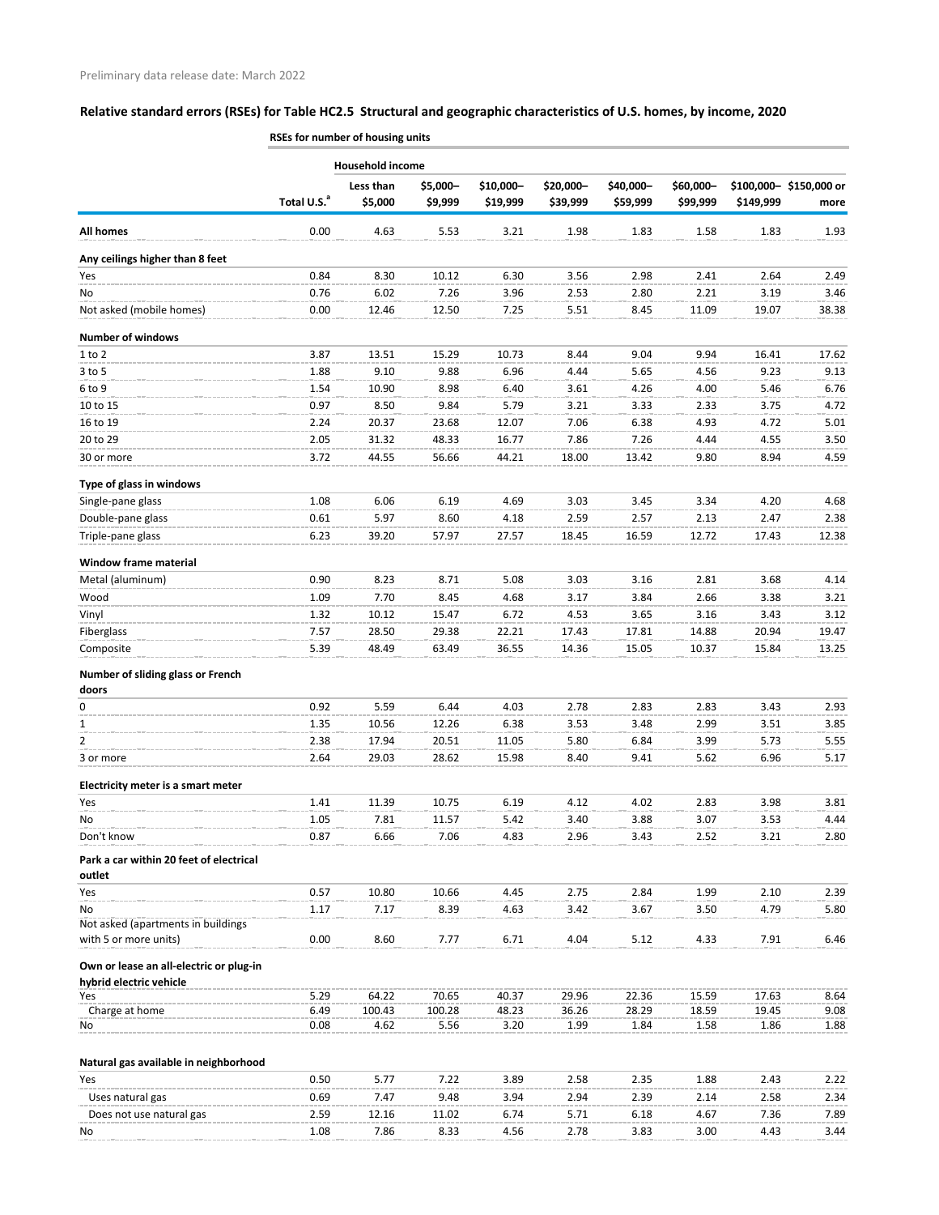Preliminary data release date: March 2022

## Relative standard errors (RSEs) for Table HC2.5 Structural and geographic characteristics of U.S. homes, by income, 2020

| | RSEs for number of housing units | | | | | | | | |
|---|---|---|---|---|---|---|---|---|---|
| | | Household income | | | | | | | |
| | Total U.S.[a] | Less than $5,000 | $5,000–$9,999 | $10,000–$19,999 | $20,000–$39,999 | $40,000–$59,999 | $60,000–$99,999 | $100,000–$149,999 | $150,000 or more |
| **All homes** | 0.00 | 4.63 | 5.53 | 3.21 | 1.98 | 1.83 | 1.58 | 1.83 | 1.93 |
| **Any ceilings higher than 8 feet** | | | | | | | | | |
| Yes | 0.84 | 8.30 | 10.12 | 6.30 | 3.56 | 2.98 | 2.41 | 2.64 | 2.49 |
| No | 0.76 | 6.02 | 7.26 | 3.96 | 2.53 | 2.80 | 2.21 | 3.19 | 3.46 |
| Not asked (mobile homes) | 0.00 | 12.46 | 12.50 | 7.25 | 5.51 | 8.45 | 11.09 | 19.07 | 38.38 |
| **Number of windows** | | | | | | | | | |
| 1 to 2 | 3.87 | 13.51 | 15.29 | 10.73 | 8.44 | 9.04 | 9.94 | 16.41 | 17.62 |
| 3 to 5 | 1.88 | 9.10 | 9.88 | 6.96 | 4.44 | 5.65 | 4.56 | 9.23 | 9.13 |
| 6 to 9 | 1.54 | 10.90 | 8.98 | 6.40 | 3.61 | 4.26 | 4.00 | 5.46 | 6.76 |
| 10 to 15 | 0.97 | 8.50 | 9.84 | 5.79 | 3.21 | 3.33 | 2.33 | 3.75 | 4.72 |
| 16 to 19 | 2.24 | 20.37 | 23.68 | 12.07 | 7.06 | 6.38 | 4.93 | 4.72 | 5.01 |
| 20 to 29 | 2.05 | 31.32 | 48.33 | 16.77 | 7.86 | 7.26 | 4.44 | 4.55 | 3.50 |
| 30 or more | 3.72 | 44.55 | 56.66 | 44.21 | 18.00 | 13.42 | 9.80 | 8.94 | 4.59 |
| **Type of glass in windows** | | | | | | | | | |
| Single-pane glass | 1.08 | 6.06 | 6.19 | 4.69 | 3.03 | 3.45 | 3.34 | 4.20 | 4.68 |
| Double-pane glass | 0.61 | 5.97 | 8.60 | 4.18 | 2.59 | 2.57 | 2.13 | 2.47 | 2.38 |
| Triple-pane glass | 6.23 | 39.20 | 57.97 | 27.57 | 18.45 | 16.59 | 12.72 | 17.43 | 12.38 |
| **Window frame material** | | | | | | | | | |
| Metal (aluminum) | 0.90 | 8.23 | 8.71 | 5.08 | 3.03 | 3.16 | 2.81 | 3.68 | 4.14 |
| Wood | 1.09 | 7.70 | 8.45 | 4.68 | 3.17 | 3.84 | 2.66 | 3.38 | 3.21 |
| Vinyl | 1.32 | 10.12 | 15.47 | 6.72 | 4.53 | 3.65 | 3.16 | 3.43 | 3.12 |
| Fiberglass | 7.57 | 28.50 | 29.38 | 22.21 | 17.43 | 17.81 | 14.88 | 20.94 | 19.47 |
| Composite | 5.39 | 48.49 | 63.49 | 36.55 | 14.36 | 15.05 | 10.37 | 15.84 | 13.25 |
| **Number of sliding glass or French doors** | | | | | | | | | |
| 0 | 0.92 | 5.59 | 6.44 | 4.03 | 2.78 | 2.83 | 2.83 | 3.43 | 2.93 |
| 1 | 1.35 | 10.56 | 12.26 | 6.38 | 3.53 | 3.48 | 2.99 | 3.51 | 3.85 |
| 2 | 2.38 | 17.94 | 20.51 | 11.05 | 5.80 | 6.84 | 3.99 | 5.73 | 5.55 |
| 3 or more | 2.64 | 29.03 | 28.62 | 15.98 | 8.40 | 9.41 | 5.62 | 6.96 | 5.17 |
| **Electricity meter is a smart meter** | | | | | | | | | |
| Yes | 1.41 | 11.39 | 10.75 | 6.19 | 4.12 | 4.02 | 2.83 | 3.98 | 3.81 |
| No | 1.05 | 7.81 | 11.57 | 5.42 | 3.40 | 3.88 | 3.07 | 3.53 | 4.44 |
| Don't know | 0.87 | 6.66 | 7.06 | 4.83 | 2.96 | 3.43 | 2.52 | 3.21 | 2.80 |
| **Park a car within 20 feet of electrical outlet** | | | | | | | | | |
| Yes | 0.57 | 10.80 | 10.66 | 4.45 | 2.75 | 2.84 | 1.99 | 2.10 | 2.39 |
| No | 1.17 | 7.17 | 8.39 | 4.63 | 3.42 | 3.67 | 3.50 | 4.79 | 5.80 |
| Not asked (apartments in buildings with 5 or more units) | 0.00 | 8.60 | 7.77 | 6.71 | 4.04 | 5.12 | 4.33 | 7.91 | 6.46 |
| **Own or lease an all-electric or plug-in hybrid electric vehicle** | | | | | | | | | |
| Yes | 5.29 | 64.22 | 70.65 | 40.37 | 29.96 | 22.36 | 15.59 | 17.63 | 8.64 |
| Charge at home | 6.49 | 100.43 | 100.28 | 48.23 | 36.26 | 28.29 | 18.59 | 19.45 | 9.08 |
| No | 0.08 | 4.62 | 5.56 | 3.20 | 1.99 | 1.84 | 1.58 | 1.86 | 1.88 |
| **Natural gas available in neighborhood** | | | | | | | | | |
| Yes | 0.50 | 5.77 | 7.22 | 3.89 | 2.58 | 2.35 | 1.88 | 2.43 | 2.22 |
| Uses natural gas | 0.69 | 7.47 | 9.48 | 3.94 | 2.94 | 2.39 | 2.14 | 2.58 | 2.34 |
| Does not use natural gas | 2.59 | 12.16 | 11.02 | 6.74 | 5.71 | 6.18 | 4.67 | 7.36 | 7.89 |
| No | 1.08 | 7.86 | 8.33 | 4.56 | 2.78 | 3.83 | 3.00 | 4.43 | 3.44 |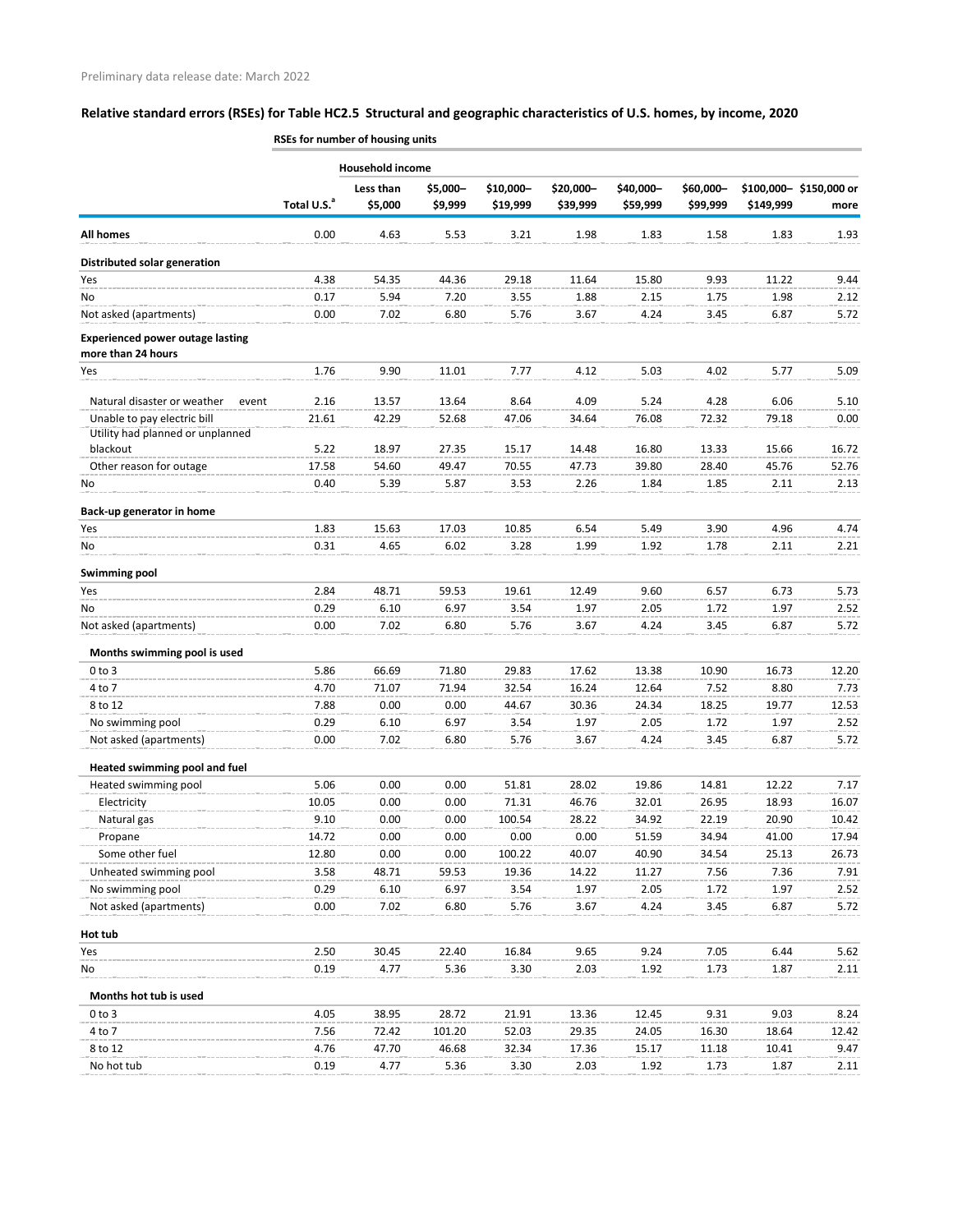Preliminary data release date: March 2022

## Relative standard errors (RSEs) for Table HC2.5 Structural and geographic characteristics of U.S. homes, by income, 2020

**RSEs for number of housing units**

| | | Household income | | | | | | | |
|---|---|---|---|---|---|---|---|---|---|
| | Total U.S.[a] | Less than $5,000 | $5,000–$9,999 | $10,000–$19,999 | $20,000–$39,999 | $40,000–$59,999 | $60,000–$99,999 | $100,000–$149,999 | $150,000 or more |
| **All homes** | 0.00 | 4.63 | 5.53 | 3.21 | 1.98 | 1.83 | 1.58 | 1.83 | 1.93 |
| **Distributed solar generation** | | | | | | | | | |
| Yes | 4.38 | 54.35 | 44.36 | 29.18 | 11.64 | 15.80 | 9.93 | 11.22 | 9.44 |
| No | 0.17 | 5.94 | 7.20 | 3.55 | 1.88 | 2.15 | 1.75 | 1.98 | 2.12 |
| Not asked (apartments) | 0.00 | 7.02 | 6.80 | 5.76 | 3.67 | 4.24 | 3.45 | 6.87 | 5.72 |
| **Experienced power outage lasting more than 24 hours** | | | | | | | | | |
| Yes | 1.76 | 9.90 | 11.01 | 7.77 | 4.12 | 5.03 | 4.02 | 5.77 | 5.09 |
| Natural disaster or weather event | 2.16 | 13.57 | 13.64 | 8.64 | 4.09 | 5.24 | 4.28 | 6.06 | 5.10 |
| Unable to pay electric bill | 21.61 | 42.29 | 52.68 | 47.06 | 34.64 | 76.08 | 72.32 | 79.18 | 0.00 |
| Utility had planned or unplanned blackout | 5.22 | 18.97 | 27.35 | 15.17 | 14.48 | 16.80 | 13.33 | 15.66 | 16.72 |
| Other reason for outage | 17.58 | 54.60 | 49.47 | 70.55 | 47.73 | 39.80 | 28.40 | 45.76 | 52.76 |
| No | 0.40 | 5.39 | 5.87 | 3.53 | 2.26 | 1.84 | 1.85 | 2.11 | 2.13 |
| **Back-up generator in home** | | | | | | | | | |
| Yes | 1.83 | 15.63 | 17.03 | 10.85 | 6.54 | 5.49 | 3.90 | 4.96 | 4.74 |
| No | 0.31 | 4.65 | 6.02 | 3.28 | 1.99 | 1.92 | 1.78 | 2.11 | 2.21 |
| **Swimming pool** | | | | | | | | | |
| Yes | 2.84 | 48.71 | 59.53 | 19.61 | 12.49 | 9.60 | 6.57 | 6.73 | 5.73 |
| No | 0.29 | 6.10 | 6.97 | 3.54 | 1.97 | 2.05 | 1.72 | 1.97 | 2.52 |
| Not asked (apartments) | 0.00 | 7.02 | 6.80 | 5.76 | 3.67 | 4.24 | 3.45 | 6.87 | 5.72 |
| **Months swimming pool is used** | | | | | | | | | |
| 0 to 3 | 5.86 | 66.69 | 71.80 | 29.83 | 17.62 | 13.38 | 10.90 | 16.73 | 12.20 |
| 4 to 7 | 4.70 | 71.07 | 71.94 | 32.54 | 16.24 | 12.64 | 7.52 | 8.80 | 7.73 |
| 8 to 12 | 7.88 | 0.00 | 0.00 | 44.67 | 30.36 | 24.34 | 18.25 | 19.77 | 12.53 |
| No swimming pool | 0.29 | 6.10 | 6.97 | 3.54 | 1.97 | 2.05 | 1.72 | 1.97 | 2.52 |
| Not asked (apartments) | 0.00 | 7.02 | 6.80 | 5.76 | 3.67 | 4.24 | 3.45 | 6.87 | 5.72 |
| **Heated swimming pool and fuel** | | | | | | | | | |
| Heated swimming pool | 5.06 | 0.00 | 0.00 | 51.81 | 28.02 | 19.86 | 14.81 | 12.22 | 7.17 |
| Electricity | 10.05 | 0.00 | 0.00 | 71.31 | 46.76 | 32.01 | 26.95 | 18.93 | 16.07 |
| Natural gas | 9.10 | 0.00 | 0.00 | 100.54 | 28.22 | 34.92 | 22.19 | 20.90 | 10.42 |
| Propane | 14.72 | 0.00 | 0.00 | 0.00 | 0.00 | 51.59 | 34.94 | 41.00 | 17.94 |
| Some other fuel | 12.80 | 0.00 | 0.00 | 100.22 | 40.07 | 40.90 | 34.54 | 25.13 | 26.73 |
| Unheated swimming pool | 3.58 | 48.71 | 59.53 | 19.36 | 14.22 | 11.27 | 7.56 | 7.36 | 7.91 |
| No swimming pool | 0.29 | 6.10 | 6.97 | 3.54 | 1.97 | 2.05 | 1.72 | 1.97 | 2.52 |
| Not asked (apartments) | 0.00 | 7.02 | 6.80 | 5.76 | 3.67 | 4.24 | 3.45 | 6.87 | 5.72 |
| **Hot tub** | | | | | | | | | |
| Yes | 2.50 | 30.45 | 22.40 | 16.84 | 9.65 | 9.24 | 7.05 | 6.44 | 5.62 |
| No | 0.19 | 4.77 | 5.36 | 3.30 | 2.03 | 1.92 | 1.73 | 1.87 | 2.11 |
| **Months hot tub is used** | | | | | | | | | |
| 0 to 3 | 4.05 | 38.95 | 28.72 | 21.91 | 13.36 | 12.45 | 9.31 | 9.03 | 8.24 |
| 4 to 7 | 7.56 | 72.42 | 101.20 | 52.03 | 29.35 | 24.05 | 16.30 | 18.64 | 12.42 |
| 8 to 12 | 4.76 | 47.70 | 46.68 | 32.34 | 17.36 | 15.17 | 11.18 | 10.41 | 9.47 |
| No hot tub | 0.19 | 4.77 | 5.36 | 3.30 | 2.03 | 1.92 | 1.73 | 1.87 | 2.11 |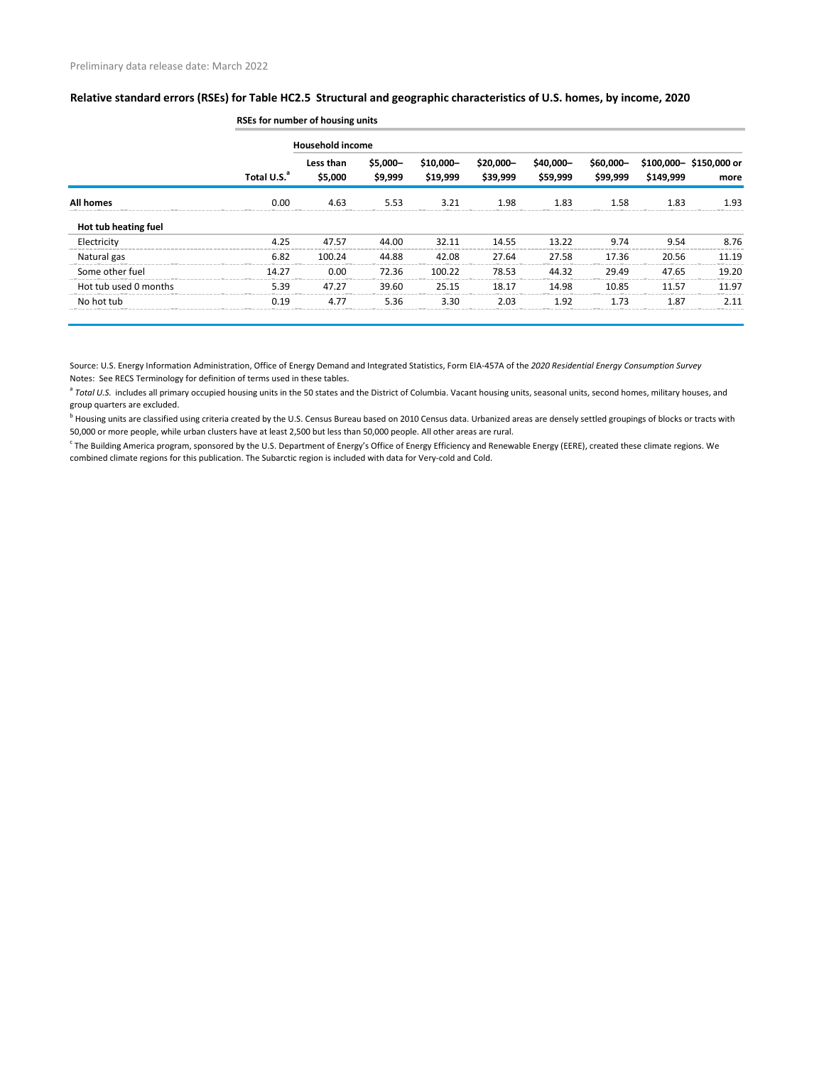Preliminary data release date: March 2022

## Relative standard errors (RSEs) for Table HC2.5 Structural and geographic characteristics of U.S. homes, by income, 2020

| | RSEs for number of housing units | | | | | | | | |
|---|---|---|---|---|---|---|---|---|---|
| | | Household income | | | | | | | |
| | Total U.S.[a] | Less than $5,000 | $5,000–$9,999 | $10,000–$19,999 | $20,000–$39,999 | $40,000–$59,999 | $60,000–$99,999 | $100,000–$149,999 | $150,000 or more |
| **All homes** | 0.00 | 4.63 | 5.53 | 3.21 | 1.98 | 1.83 | 1.58 | 1.83 | 1.93 |
| **Hot tub heating fuel** | | | | | | | | | |
| Electricity | 4.25 | 47.57 | 44.00 | 32.11 | 14.55 | 13.22 | 9.74 | 9.54 | 8.76 |
| Natural gas | 6.82 | 100.24 | 44.88 | 42.08 | 27.64 | 27.58 | 17.36 | 20.56 | 11.19 |
| Some other fuel | 14.27 | 0.00 | 72.36 | 100.22 | 78.53 | 44.32 | 29.49 | 47.65 | 19.20 |
| Hot tub used 0 months | 5.39 | 47.27 | 39.60 | 25.15 | 18.17 | 14.98 | 10.85 | 11.57 | 11.97 |
| No hot tub | 0.19 | 4.77 | 5.36 | 3.30 | 2.03 | 1.92 | 1.73 | 1.87 | 2.11 |

Source: U.S. Energy Information Administration, Office of Energy Demand and Integrated Statistics, Form EIA-457A of the *2020 Residential Energy Consumption Survey*

Notes: See RECS Terminology for definition of terms used in these tables.

[a] *Total U.S.* includes all primary occupied housing units in the 50 states and the District of Columbia. Vacant housing units, seasonal units, second homes, military houses, and group quarters are excluded.

[b] Housing units are classified using criteria created by the U.S. Census Bureau based on 2010 Census data. Urbanized areas are densely settled groupings of blocks or tracts with 50,000 or more people, while urban clusters have at least 2,500 but less than 50,000 people. All other areas are rural.

[c] The Building America program, sponsored by the U.S. Department of Energy's Office of Energy Efficiency and Renewable Energy (EERE), created these climate regions. We combined climate regions for this publication. The Subarctic region is included with data for Very-cold and Cold.